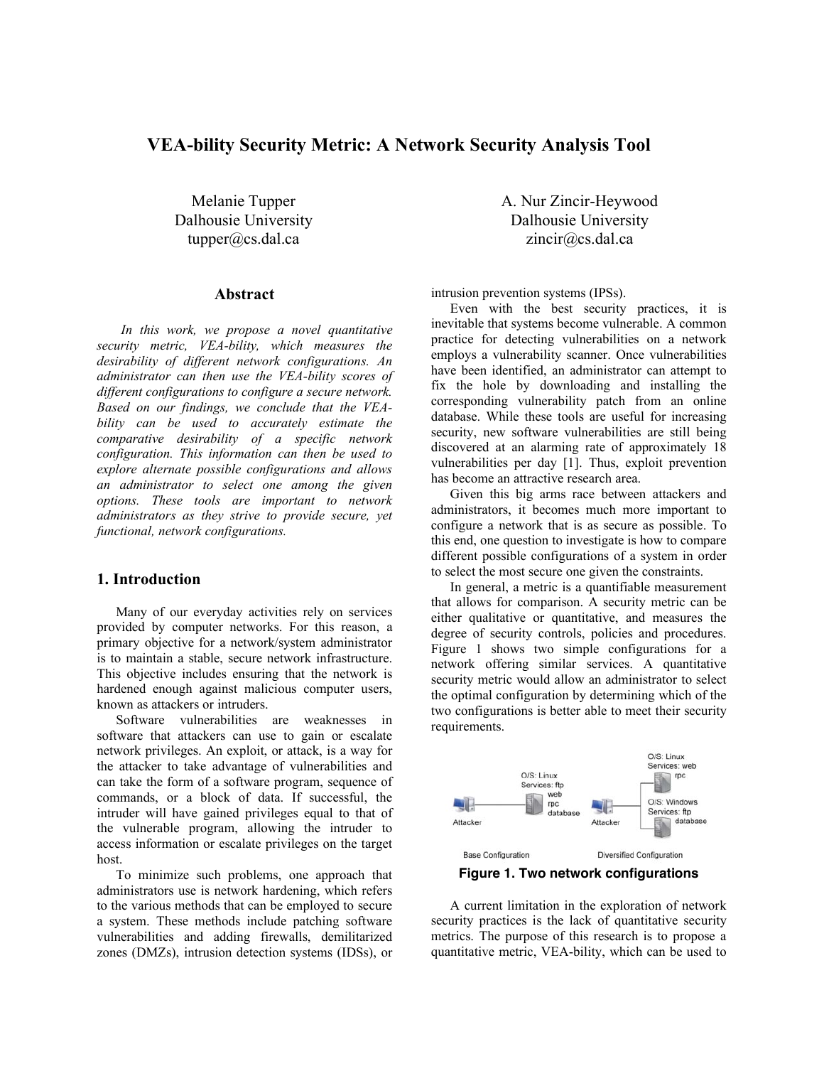# VEA-bility Security Metric: A Network Security Analysis Tool

Melanie Tupper
Dalhousie University
tupper@cs.dal.ca

A. Nur Zincir-Heywood
Dalhousie University
zincir@cs.dal.ca

## Abstract

*In this work, we propose a novel quantitative security metric, VEA-bility, which measures the desirability of different network configurations. An administrator can then use the VEA-bility scores of different configurations to configure a secure network. Based on our findings, we conclude that the VEA-bility can be used to accurately estimate the comparative desirability of a specific network configuration. This information can then be used to explore alternate possible configurations and allows an administrator to select one among the given options. These tools are important to network administrators as they strive to provide secure, yet functional, network configurations.*

## 1. Introduction

Many of our everyday activities rely on services provided by computer networks. For this reason, a primary objective for a network/system administrator is to maintain a stable, secure network infrastructure. This objective includes ensuring that the network is hardened enough against malicious computer users, known as attackers or intruders.

Software vulnerabilities are weaknesses in software that attackers can use to gain or escalate network privileges. An exploit, or attack, is a way for the attacker to take advantage of vulnerabilities and can take the form of a software program, sequence of commands, or a block of data. If successful, the intruder will have gained privileges equal to that of the vulnerable program, allowing the intruder to access information or escalate privileges on the target host.

To minimize such problems, one approach that administrators use is network hardening, which refers to the various methods that can be employed to secure a system. These methods include patching software vulnerabilities and adding firewalls, demilitarized zones (DMZs), intrusion detection systems (IDSs), or intrusion prevention systems (IPSs).

Even with the best security practices, it is inevitable that systems become vulnerable. A common practice for detecting vulnerabilities on a network employs a vulnerability scanner. Once vulnerabilities have been identified, an administrator can attempt to fix the hole by downloading and installing the corresponding vulnerability patch from an online database. While these tools are useful for increasing security, new software vulnerabilities are still being discovered at an alarming rate of approximately 18 vulnerabilities per day [1]. Thus, exploit prevention has become an attractive research area.

Given this big arms race between attackers and administrators, it becomes much more important to configure a network that is as secure as possible. To this end, one question to investigate is how to compare different possible configurations of a system in order to select the most secure one given the constraints.

In general, a metric is a quantifiable measurement that allows for comparison. A security metric can be either qualitative or quantitative, and measures the degree of security controls, policies and procedures. Figure 1 shows two simple configurations for a network offering similar services. A quantitative security metric would allow an administrator to select the optimal configuration by determining which of the two configurations is better able to meet their security requirements.

O/S: Linux
Services: ftp
web
rpc
database
Attacker
Base Configuration

O/S: Linux
Services: web
rpc
O/S: Windows
Services: ftp
database
Attacker
Diversified Configuration

**Figure 1. Two network configurations**

A current limitation in the exploration of network security practices is the lack of quantitative security metrics. The purpose of this research is to propose a quantitative metric, VEA-bility, which can be used to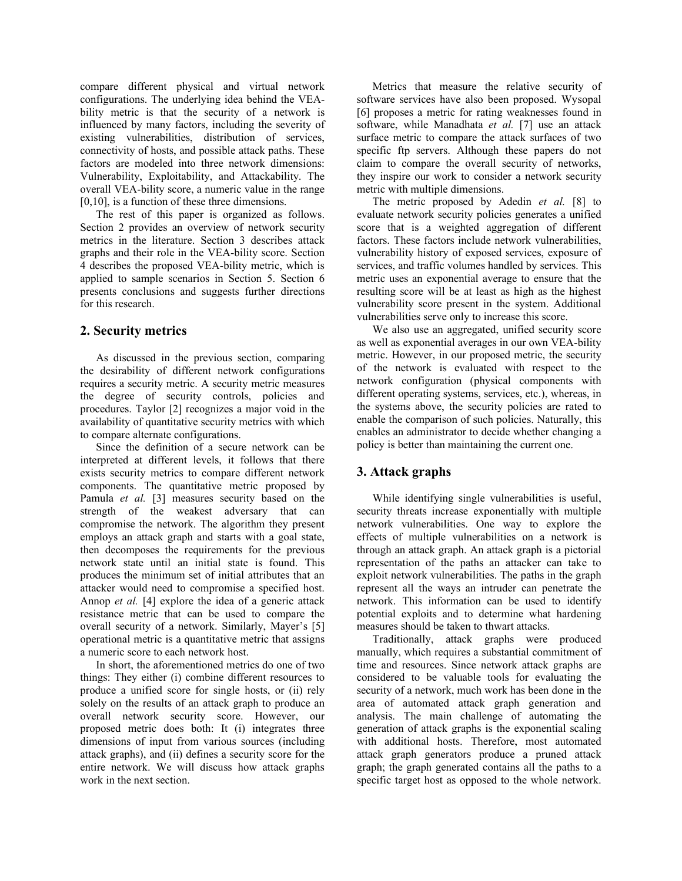compare different physical and virtual network configurations. The underlying idea behind the VEA-bility metric is that the security of a network is influenced by many factors, including the severity of existing vulnerabilities, distribution of services, connectivity of hosts, and possible attack paths. These factors are modeled into three network dimensions: Vulnerability, Exploitability, and Attackability. The overall VEA-bility score, a numeric value in the range [0,10], is a function of these three dimensions.

The rest of this paper is organized as follows. Section 2 provides an overview of network security metrics in the literature. Section 3 describes attack graphs and their role in the VEA-bility score. Section 4 describes the proposed VEA-bility metric, which is applied to sample scenarios in Section 5. Section 6 presents conclusions and suggests further directions for this research.

## 2. Security metrics

As discussed in the previous section, comparing the desirability of different network configurations requires a security metric. A security metric measures the degree of security controls, policies and procedures. Taylor [2] recognizes a major void in the availability of quantitative security metrics with which to compare alternate configurations.

Since the definition of a secure network can be interpreted at different levels, it follows that there exists security metrics to compare different network components. The quantitative metric proposed by Pamula *et al.* [3] measures security based on the strength of the weakest adversary that can compromise the network. The algorithm they present employs an attack graph and starts with a goal state, then decomposes the requirements for the previous network state until an initial state is found. This produces the minimum set of initial attributes that an attacker would need to compromise a specified host. Annop *et al.* [4] explore the idea of a generic attack resistance metric that can be used to compare the overall security of a network. Similarly, Mayer's [5] operational metric is a quantitative metric that assigns a numeric score to each network host.

In short, the aforementioned metrics do one of two things: They either (i) combine different resources to produce a unified score for single hosts, or (ii) rely solely on the results of an attack graph to produce an overall network security score. However, our proposed metric does both: It (i) integrates three dimensions of input from various sources (including attack graphs), and (ii) defines a security score for the entire network. We will discuss how attack graphs work in the next section.

Metrics that measure the relative security of software services have also been proposed. Wysopal [6] proposes a metric for rating weaknesses found in software, while Manadhata *et al.* [7] use an attack surface metric to compare the attack surfaces of two specific ftp servers. Although these papers do not claim to compare the overall security of networks, they inspire our work to consider a network security metric with multiple dimensions.

The metric proposed by Adedin *et al.* [8] to evaluate network security policies generates a unified score that is a weighted aggregation of different factors. These factors include network vulnerabilities, vulnerability history of exposed services, exposure of services, and traffic volumes handled by services. This metric uses an exponential average to ensure that the resulting score will be at least as high as the highest vulnerability score present in the system. Additional vulnerabilities serve only to increase this score.

We also use an aggregated, unified security score as well as exponential averages in our own VEA-bility metric. However, in our proposed metric, the security of the network is evaluated with respect to the network configuration (physical components with different operating systems, services, etc.), whereas, in the systems above, the security policies are rated to enable the comparison of such policies. Naturally, this enables an administrator to decide whether changing a policy is better than maintaining the current one.

## 3. Attack graphs

While identifying single vulnerabilities is useful, security threats increase exponentially with multiple network vulnerabilities. One way to explore the effects of multiple vulnerabilities on a network is through an attack graph. An attack graph is a pictorial representation of the paths an attacker can take to exploit network vulnerabilities. The paths in the graph represent all the ways an intruder can penetrate the network. This information can be used to identify potential exploits and to determine what hardening measures should be taken to thwart attacks.

Traditionally, attack graphs were produced manually, which requires a substantial commitment of time and resources. Since network attack graphs are considered to be valuable tools for evaluating the security of a network, much work has been done in the area of automated attack graph generation and analysis. The main challenge of automating the generation of attack graphs is the exponential scaling with additional hosts. Therefore, most automated attack graph generators produce a pruned attack graph; the graph generated contains all the paths to a specific target host as opposed to the whole network.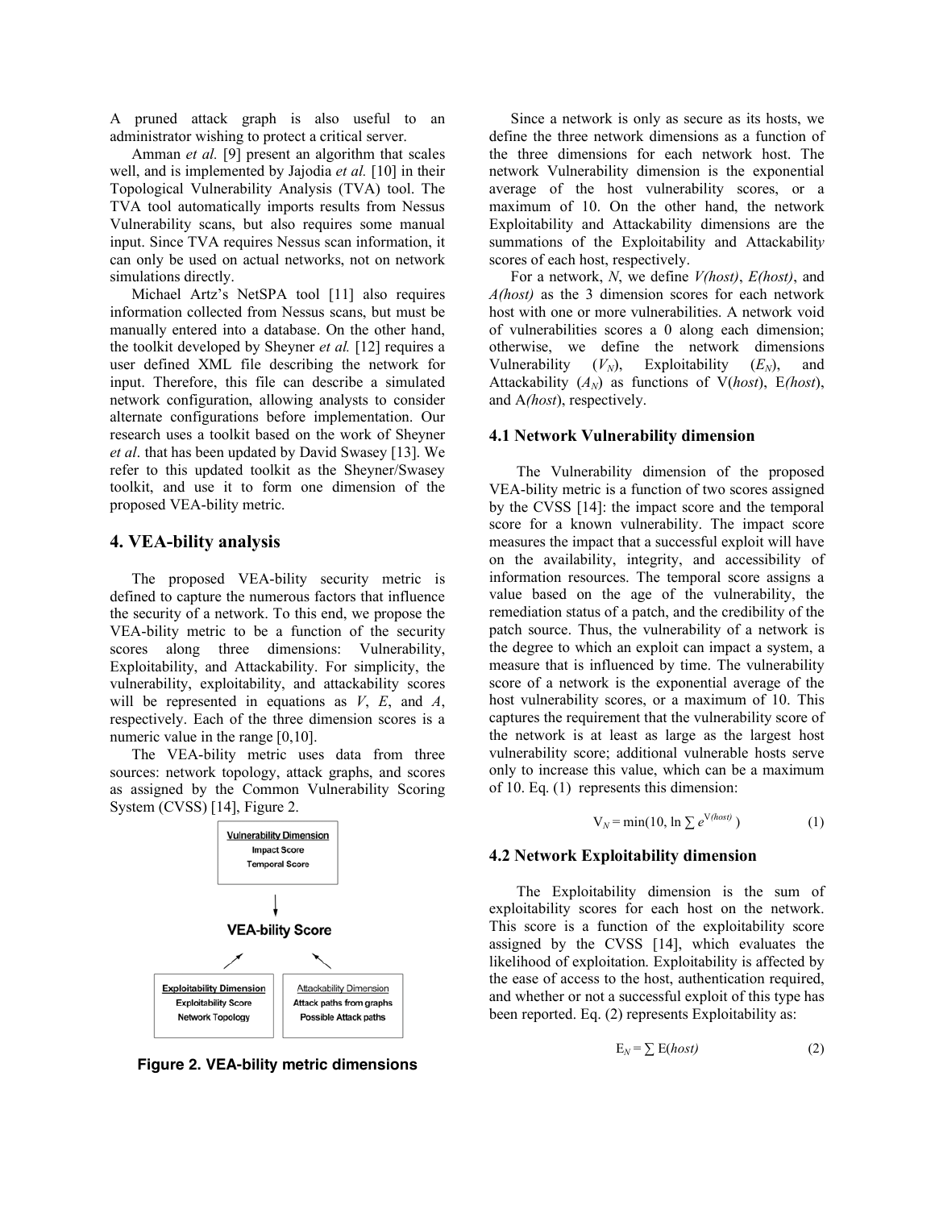A pruned attack graph is also useful to an administrator wishing to protect a critical server.

Amman *et al.* [9] present an algorithm that scales well, and is implemented by Jajodia *et al.* [10] in their Topological Vulnerability Analysis (TVA) tool. The TVA tool automatically imports results from Nessus Vulnerability scans, but also requires some manual input. Since TVA requires Nessus scan information, it can only be used on actual networks, not on network simulations directly.

Michael Artz's NetSPA tool [11] also requires information collected from Nessus scans, but must be manually entered into a database. On the other hand, the toolkit developed by Sheyner *et al.* [12] requires a user defined XML file describing the network for input. Therefore, this file can describe a simulated network configuration, allowing analysts to consider alternate configurations before implementation. Our research uses a toolkit based on the work of Sheyner *et al*. that has been updated by David Swasey [13]. We refer to this updated toolkit as the Sheyner/Swasey toolkit, and use it to form one dimension of the proposed VEA-bility metric.

## 4. VEA-bility analysis

The proposed VEA-bility security metric is defined to capture the numerous factors that influence the security of a network. To this end, we propose the VEA-bility metric to be a function of the security scores along three dimensions: Vulnerability, Exploitability, and Attackability. For simplicity, the vulnerability, exploitability, and attackability scores will be represented in equations as $V$, $E$, and $A$, respectively. Each of the three dimension scores is a numeric value in the range [0,10].

The VEA-bility metric uses data from three sources: network topology, attack graphs, and scores as assigned by the Common Vulnerability Scoring System (CVSS) [14], Figure 2.

Vulnerability Dimension
Impact Score
Temporal Score

VEA-bility Score

Exploitability Dimension
Exploitability Score
Network Topology

Attackability Dimension
Attack paths from graphs
Possible Attack paths

**Figure 2. VEA-bility metric dimensions**

Since a network is only as secure as its hosts, we define the three network dimensions as a function of the three dimensions for each network host. The network Vulnerability dimension is the exponential average of the host vulnerability scores, or a maximum of 10. On the other hand, the network Exploitability and Attackability dimensions are the summations of the Exploitability and Attackability scores of each host, respectively.

For a network, $N$, we define $V(host)$, $E(host)$, and $A(host)$ as the 3 dimension scores for each network host with one or more vulnerabilities. A network void of vulnerabilities scores a 0 along each dimension; otherwise, we define the network dimensions Vulnerability ($V_N$), Exploitability ($E_N$), and Attackability ($A_N$) as functions of $V(host)$, $E(host)$, and $A(host)$, respectively.

### 4.1 Network Vulnerability dimension

The Vulnerability dimension of the proposed VEA-bility metric is a function of two scores assigned by the CVSS [14]: the impact score and the temporal score for a known vulnerability. The impact score measures the impact that a successful exploit will have on the availability, integrity, and accessibility of information resources. The temporal score assigns a value based on the age of the vulnerability, the remediation status of a patch, and the credibility of the patch source. Thus, the vulnerability of a network is the degree to which an exploit can impact a system, a measure that is influenced by time. The vulnerability score of a network is the exponential average of the host vulnerability scores, or a maximum of 10. This captures the requirement that the vulnerability score of the network is at least as large as the largest host vulnerability score; additional vulnerable hosts serve only to increase this value, which can be a maximum of 10. Eq. (1) represents this dimension:

$$V_N = \min(10, \ln \sum e^{V(host)}) \tag{1}$$

### 4.2 Network Exploitability dimension

The Exploitability dimension is the sum of exploitability scores for each host on the network. This score is a function of the exploitability score assigned by the CVSS [14], which evaluates the likelihood of exploitation. Exploitability is affected by the ease of access to the host, authentication required, and whether or not a successful exploit of this type has been reported. Eq. (2) represents Exploitability as:

$$E_N = \sum E(host) \tag{2}$$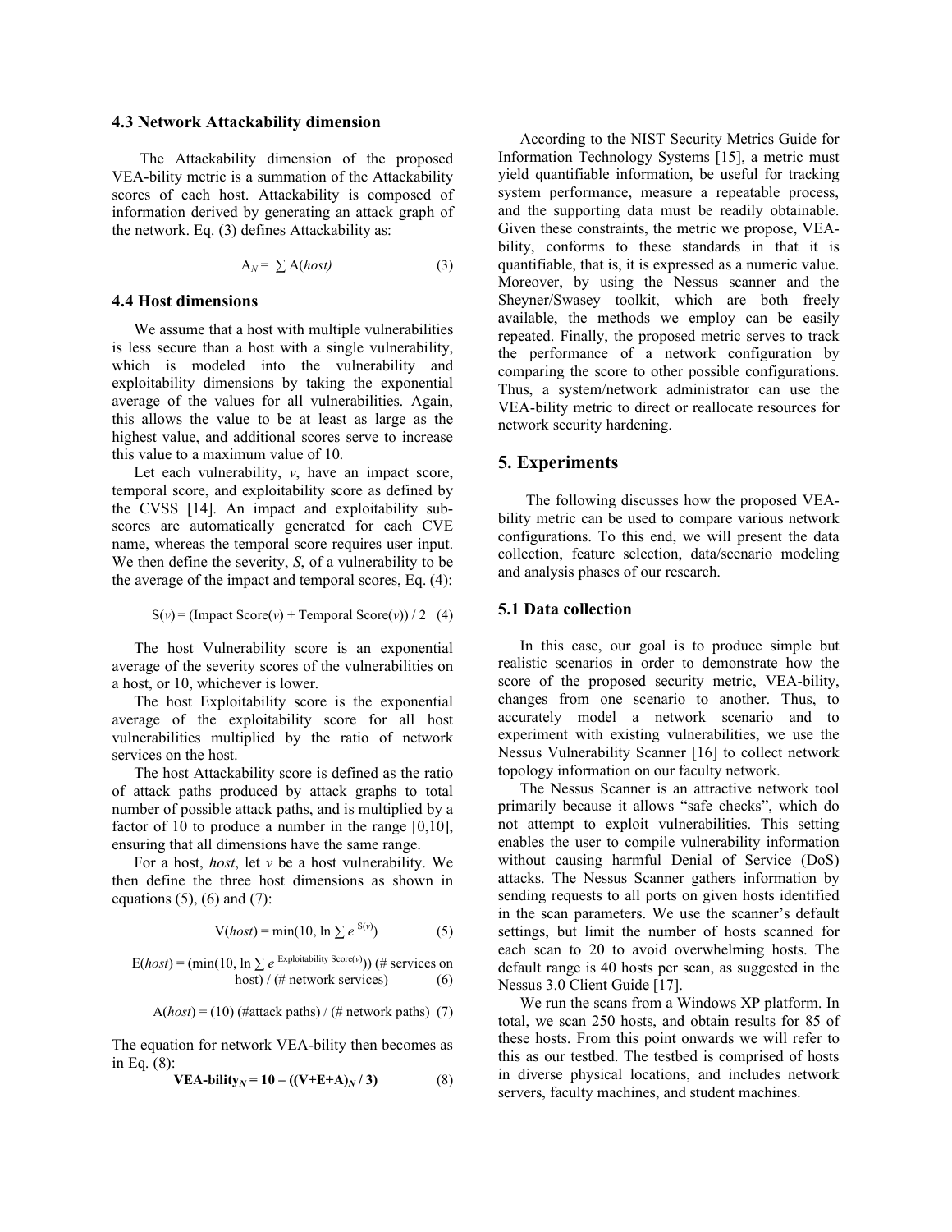### 4.3 Network Attackability dimension

The Attackability dimension of the proposed VEA-bility metric is a summation of the Attackability scores of each host. Attackability is composed of information derived by generating an attack graph of the network. Eq. (3) defines Attackability as:

$$A_N = \sum A(host) \quad (3)$$

### 4.4 Host dimensions

We assume that a host with multiple vulnerabilities is less secure than a host with a single vulnerability, which is modeled into the vulnerability and exploitability dimensions by taking the exponential average of the values for all vulnerabilities. Again, this allows the value to be at least as large as the highest value, and additional scores serve to increase this value to a maximum value of 10.

Let each vulnerability, $v$, have an impact score, temporal score, and exploitability score as defined by the CVSS [14]. An impact and exploitability sub-scores are automatically generated for each CVE name, whereas the temporal score requires user input. We then define the severity, $S$, of a vulnerability to be the average of the impact and temporal scores, Eq. (4):

$$S(v) = (\text{Impact Score}(v) + \text{Temporal Score}(v)) / 2 \quad (4)$$

The host Vulnerability score is an exponential average of the severity scores of the vulnerabilities on a host, or 10, whichever is lower.

The host Exploitability score is the exponential average of the exploitability score for all host vulnerabilities multiplied by the ratio of network services on the host.

The host Attackability score is defined as the ratio of attack paths produced by attack graphs to total number of possible attack paths, and is multiplied by a factor of 10 to produce a number in the range [0,10], ensuring that all dimensions have the same range.

For a host, *host*, let $v$ be a host vulnerability. We then define the three host dimensions as shown in equations (5), (6) and (7):

$$V(host) = \min(10, \ln \sum e^{S(v)}) \quad (5)$$

$$E(host) = (\min(10, \ln \sum e^{\text{Exploitability Score}(v)}))\ (\#\text{ services on host}) / (\#\text{ network services}) \quad (6)$$

$$A(host) = (10)\ (\#\text{attack paths}) / (\#\text{ network paths}) \quad (7)$$

The equation for network VEA-bility then becomes as in Eq. (8):

$$\textbf{VEA-bility}_N = 10 - ((V+E+A)_N / 3) \quad (8)$$

According to the NIST Security Metrics Guide for Information Technology Systems [15], a metric must yield quantifiable information, be useful for tracking system performance, measure a repeatable process, and the supporting data must be readily obtainable. Given these constraints, the metric we propose, VEA-bility, conforms to these standards in that it is quantifiable, that is, it is expressed as a numeric value. Moreover, by using the Nessus scanner and the Sheyner/Swasey toolkit, which are both freely available, the methods we employ can be easily repeated. Finally, the proposed metric serves to track the performance of a network configuration by comparing the score to other possible configurations. Thus, a system/network administrator can use the VEA-bility metric to direct or reallocate resources for network security hardening.

## 5. Experiments

The following discusses how the proposed VEA-bility metric can be used to compare various network configurations. To this end, we will present the data collection, feature selection, data/scenario modeling and analysis phases of our research.

### 5.1 Data collection

In this case, our goal is to produce simple but realistic scenarios in order to demonstrate how the score of the proposed security metric, VEA-bility, changes from one scenario to another. Thus, to accurately model a network scenario and to experiment with existing vulnerabilities, we use the Nessus Vulnerability Scanner [16] to collect network topology information on our faculty network.

The Nessus Scanner is an attractive network tool primarily because it allows "safe checks", which do not attempt to exploit vulnerabilities. This setting enables the user to compile vulnerability information without causing harmful Denial of Service (DoS) attacks. The Nessus Scanner gathers information by sending requests to all ports on given hosts identified in the scan parameters. We use the scanner's default settings, but limit the number of hosts scanned for each scan to 20 to avoid overwhelming hosts. The default range is 40 hosts per scan, as suggested in the Nessus 3.0 Client Guide [17].

We run the scans from a Windows XP platform. In total, we scan 250 hosts, and obtain results for 85 of these hosts. From this point onwards we will refer to this as our testbed. The testbed is comprised of hosts in diverse physical locations, and includes network servers, faculty machines, and student machines.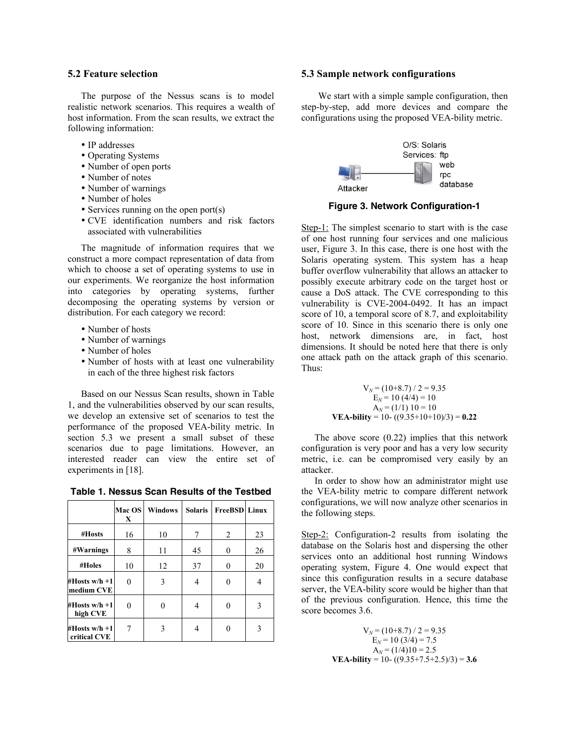### 5.2 Feature selection

The purpose of the Nessus scans is to model realistic network scenarios. This requires a wealth of host information. From the scan results, we extract the following information:

- IP addresses
- Operating Systems
- Number of open ports
- Number of notes
- Number of warnings
- Number of holes
- Services running on the open port(s)
- CVE identification numbers and risk factors associated with vulnerabilities

The magnitude of information requires that we construct a more compact representation of data from which to choose a set of operating systems to use in our experiments. We reorganize the host information into categories by operating systems, further decomposing the operating systems by version or distribution. For each category we record:

- Number of hosts
- Number of warnings
- Number of holes
- Number of hosts with at least one vulnerability in each of the three highest risk factors

Based on our Nessus Scan results, shown in Table 1, and the vulnerabilities observed by our scan results, we develop an extensive set of scenarios to test the performance of the proposed VEA-bility metric. In section 5.3 we present a small subset of these scenarios due to page limitations. However, an interested reader can view the entire set of experiments in [18].

**Table 1. Nessus Scan Results of the Testbed**

| | Mac OS X | Windows | Solaris | FreeBSD | Linux |
|---|---|---|---|---|---|
| **#Hosts** | 16 | 10 | 7 | 2 | 23 |
| **#Warnings** | 8 | 11 | 45 | 0 | 26 |
| **#Holes** | 10 | 12 | 37 | 0 | 20 |
| **#Hosts w/h +1 medium CVE** | 0 | 3 | 4 | 0 | 4 |
| **#Hosts w/h +1 high CVE** | 0 | 0 | 4 | 0 | 3 |
| **#Hosts w/h +1 critical CVE** | 7 | 3 | 4 | 0 | 3 |

### 5.3 Sample network configurations

We start with a simple sample configuration, then step-by-step, add more devices and compare the configurations using the proposed VEA-bility metric.

**Figure 3. Network Configuration-1**

Step-1: The simplest scenario to start with is the case of one host running four services and one malicious user, Figure 3. In this case, there is one host with the Solaris operating system. This system has a heap buffer overflow vulnerability that allows an attacker to possibly execute arbitrary code on the target host or cause a DoS attack. The CVE corresponding to this vulnerability is CVE-2004-0492. It has an impact score of 10, a temporal score of 8.7, and exploitability score of 10. Since in this scenario there is only one host, network dimensions are, in fact, host dimensions. It should be noted here that there is only one attack path on the attack graph of this scenario. Thus:

$$V_N = (10+8.7) / 2 = 9.35$$

$$E_N = 10\ (4/4) = 10$$

$$A_N = (1/1)\ 10 = 10$$

$$\textbf{VEA-bility} = 10 - ((9.35+10+10)/3) = \textbf{0.22}$$

The above score (0.22) implies that this network configuration is very poor and has a very low security metric, i.e. can be compromised very easily by an attacker.

In order to show how an administrator might use the VEA-bility metric to compare different network configurations, we will now analyze other scenarios in the following steps.

Step-2: Configuration-2 results from isolating the database on the Solaris host and dispersing the other services onto an additional host running Windows operating system, Figure 4. One would expect that since this configuration results in a secure database server, the VEA-bility score would be higher than that of the previous configuration. Hence, this time the score becomes 3.6.

$$V_N = (10+8.7) / 2 = 9.35$$

$$E_N = 10\ (3/4) = 7.5$$

$$A_N = (1/4)10 = 2.5$$

$$\textbf{VEA-bility} = 10 - ((9.35+7.5+2.5)/3) = \textbf{3.6}$$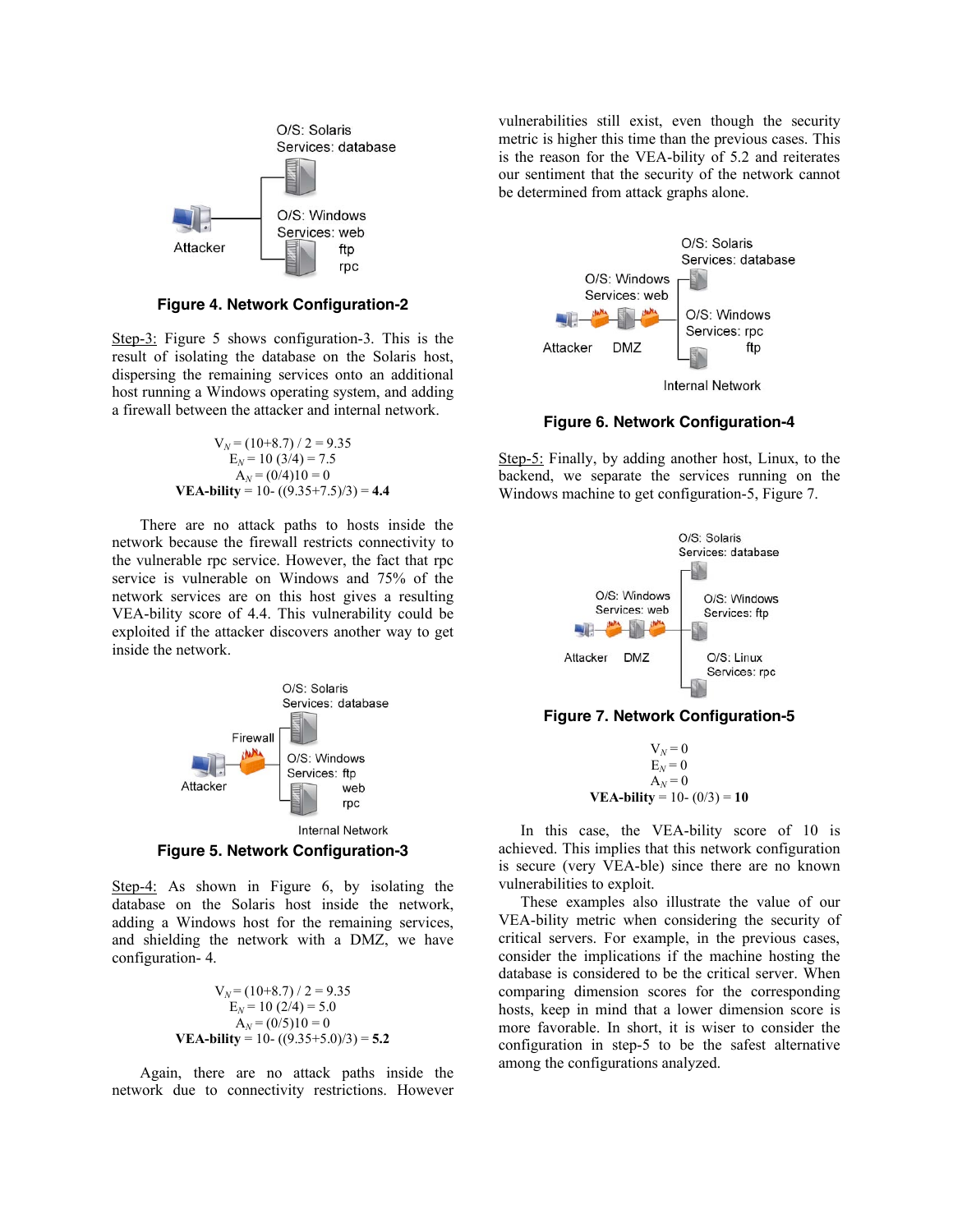**Figure 4. Network Configuration-2**

Step-3: Figure 5 shows configuration-3. This is the result of isolating the database on the Solaris host, dispersing the remaining services onto an additional host running a Windows operating system, and adding a firewall between the attacker and internal network.

$$V_N = (10+8.7) / 2 = 9.35$$
$$E_N = 10\ (3/4) = 7.5$$
$$A_N = (0/4)10 = 0$$
$$\textbf{VEA-bility} = 10- ((9.35+7.5)/3) = \textbf{4.4}$$

There are no attack paths to hosts inside the network because the firewall restricts connectivity to the vulnerable rpc service. However, the fact that rpc service is vulnerable on Windows and 75% of the network services are on this host gives a resulting VEA-bility score of 4.4. This vulnerability could be exploited if the attacker discovers another way to get inside the network.

**Figure 5. Network Configuration-3**

Step-4: As shown in Figure 6, by isolating the database on the Solaris host inside the network, adding a Windows host for the remaining services, and shielding the network with a DMZ, we have configuration- 4.

$$V_N = (10+8.7) / 2 = 9.35$$
$$E_N = 10\ (2/4) = 5.0$$
$$A_N = (0/5)10 = 0$$
$$\textbf{VEA-bility} = 10- ((9.35+5.0)/3) = \textbf{5.2}$$

Again, there are no attack paths inside the network due to connectivity restrictions. However vulnerabilities still exist, even though the security metric is higher this time than the previous cases. This is the reason for the VEA-bility of 5.2 and reiterates our sentiment that the security of the network cannot be determined from attack graphs alone.

**Figure 6. Network Configuration-4**

Step-5: Finally, by adding another host, Linux, to the backend, we separate the services running on the Windows machine to get configuration-5, Figure 7.

**Figure 7. Network Configuration-5**

$$V_N = 0$$
$$E_N = 0$$
$$A_N = 0$$
$$\textbf{VEA-bility} = 10- (0/3) = \textbf{10}$$

In this case, the VEA-bility score of 10 is achieved. This implies that this network configuration is secure (very VEA-ble) since there are no known vulnerabilities to exploit.

These examples also illustrate the value of our VEA-bility metric when considering the security of critical servers. For example, in the previous cases, consider the implications if the machine hosting the database is considered to be the critical server. When comparing dimension scores for the corresponding hosts, keep in mind that a lower dimension score is more favorable. In short, it is wiser to consider the configuration in step-5 to be the safest alternative among the configurations analyzed.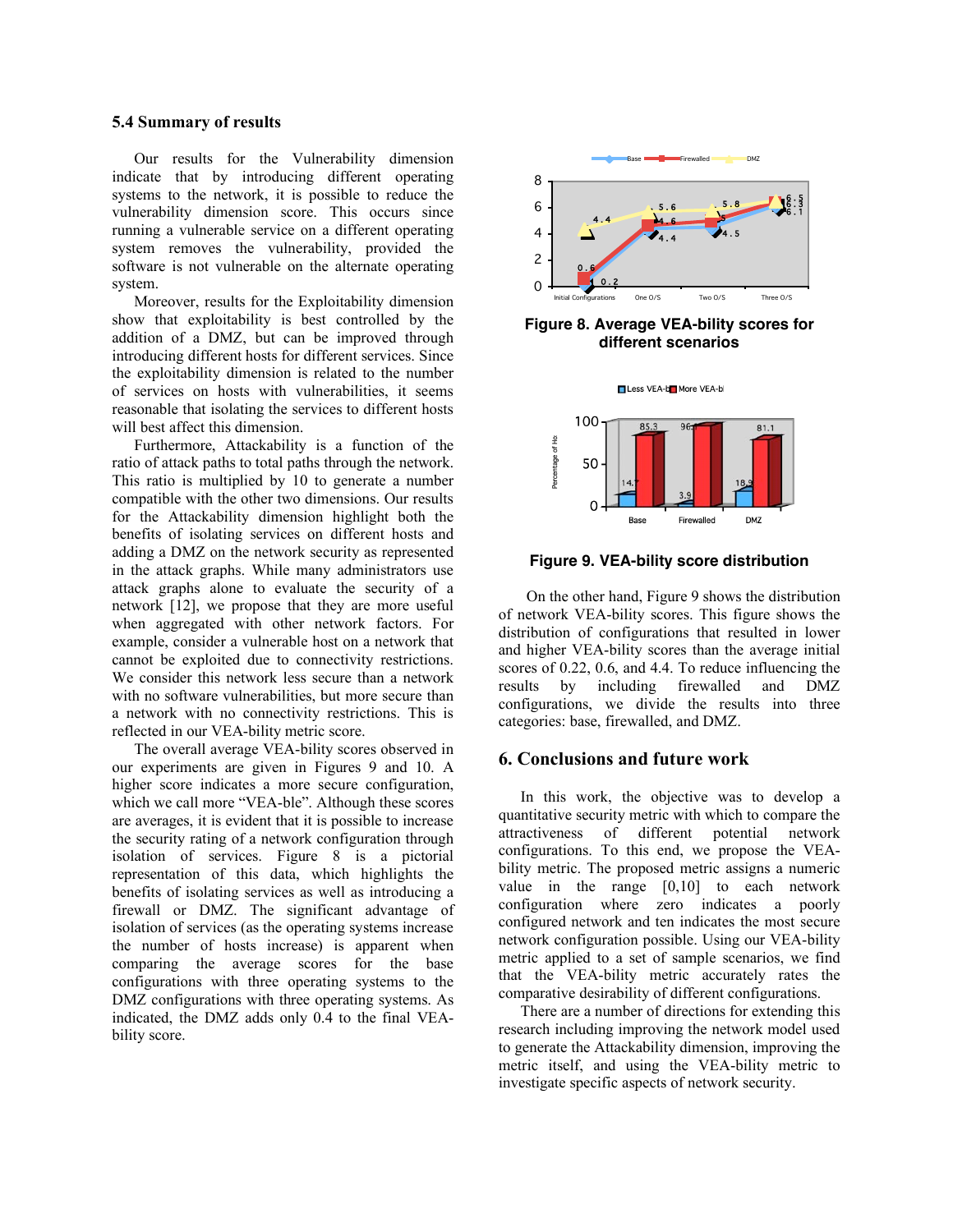### 5.4 Summary of results

Our results for the Vulnerability dimension indicate that by introducing different operating systems to the network, it is possible to reduce the vulnerability dimension score. This occurs since running a vulnerable service on a different operating system removes the vulnerability, provided the software is not vulnerable on the alternate operating system.

Moreover, results for the Exploitability dimension show that exploitability is best controlled by the addition of a DMZ, but can be improved through introducing different hosts for different services. Since the exploitability dimension is related to the number of services on hosts with vulnerabilities, it seems reasonable that isolating the services to different hosts will best affect this dimension.

Furthermore, Attackability is a function of the ratio of attack paths to total paths through the network. This ratio is multiplied by 10 to generate a number compatible with the other two dimensions. Our results for the Attackability dimension highlight both the benefits of isolating services on different hosts and adding a DMZ on the network security as represented in the attack graphs. While many administrators use attack graphs alone to evaluate the security of a network [12], we propose that they are more useful when aggregated with other network factors. For example, consider a vulnerable host on a network that cannot be exploited due to connectivity restrictions. We consider this network less secure than a network with no software vulnerabilities, but more secure than a network with no connectivity restrictions. This is reflected in our VEA-bility metric score.

The overall average VEA-bility scores observed in our experiments are given in Figures 9 and 10. A higher score indicates a more secure configuration, which we call more "VEA-ble". Although these scores are averages, it is evident that it is possible to increase the security rating of a network configuration through isolation of services. Figure 8 is a pictorial representation of this data, which highlights the benefits of isolating services as well as introducing a firewall or DMZ. The significant advantage of isolation of services (as the operating systems increase the number of hosts increase) is apparent when comparing the average scores for the base configurations with three operating systems to the DMZ configurations with three operating systems. As indicated, the DMZ adds only 0.4 to the final VEA-bility score.

**Figure 8. Average VEA-bility scores for different scenarios**

**Figure 9. VEA-bility score distribution**

On the other hand, Figure 9 shows the distribution of network VEA-bility scores. This figure shows the distribution of configurations that resulted in lower and higher VEA-bility scores than the average initial scores of 0.22, 0.6, and 4.4. To reduce influencing the results by including firewalled and DMZ configurations, we divide the results into three categories: base, firewalled, and DMZ.

## 6. Conclusions and future work

In this work, the objective was to develop a quantitative security metric with which to compare the attractiveness of different potential network configurations. To this end, we propose the VEA-bility metric. The proposed metric assigns a numeric value in the range [0,10] to each network configuration where zero indicates a poorly configured network and ten indicates the most secure network configuration possible. Using our VEA-bility metric applied to a set of sample scenarios, we find that the VEA-bility metric accurately rates the comparative desirability of different configurations.

There are a number of directions for extending this research including improving the network model used to generate the Attackability dimension, improving the metric itself, and using the VEA-bility metric to investigate specific aspects of network security.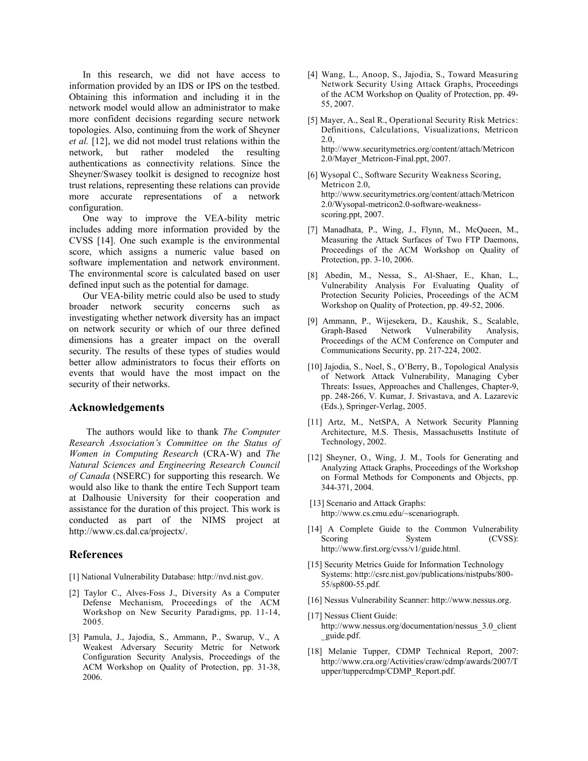In this research, we did not have access to information provided by an IDS or IPS on the testbed. Obtaining this information and including it in the network model would allow an administrator to make more confident decisions regarding secure network topologies. Also, continuing from the work of Sheyner *et al.* [12], we did not model trust relations within the network, but rather modeled the resulting authentications as connectivity relations. Since the Sheyner/Swasey toolkit is designed to recognize host trust relations, representing these relations can provide more accurate representations of a network configuration.

One way to improve the VEA-bility metric includes adding more information provided by the CVSS [14]. One such example is the environmental score, which assigns a numeric value based on software implementation and network environment. The environmental score is calculated based on user defined input such as the potential for damage.

Our VEA-bility metric could also be used to study broader network security concerns such as investigating whether network diversity has an impact on network security or which of our three defined dimensions has a greater impact on the overall security. The results of these types of studies would better allow administrators to focus their efforts on events that would have the most impact on the security of their networks.

## Acknowledgements

The authors would like to thank *The Computer Research Association's Committee on the Status of Women in Computing Research* (CRA-W) and *The Natural Sciences and Engineering Research Council of Canada* (NSERC) for supporting this research. We would also like to thank the entire Tech Support team at Dalhousie University for their cooperation and assistance for the duration of this project. This work is conducted as part of the NIMS project at http://www.cs.dal.ca/projectx/.

## References

[1] National Vulnerability Database: http://nvd.nist.gov.

[2] Taylor C., Alves-Foss J., Diversity As a Computer Defense Mechanism, Proceedings of the ACM Workshop on New Security Paradigms, pp. 11-14, 2005.

[3] Pamula, J., Jajodia, S., Ammann, P., Swarup, V., A Weakest Adversary Security Metric for Network Configuration Security Analysis, Proceedings of the ACM Workshop on Quality of Protection, pp. 31-38, 2006.

[4] Wang, L., Anoop, S., Jajodia, S., Toward Measuring Network Security Using Attack Graphs, Proceedings of the ACM Workshop on Quality of Protection, pp. 49-55, 2007.

[5] Mayer, A., Seal R., Operational Security Risk Metrics: Definitions, Calculations, Visualizations, Metricon 2.0, http://www.securitymetrics.org/content/attach/Metricon2.0/Mayer_Metricon-Final.ppt, 2007.

[6] Wysopal C., Software Security Weakness Scoring, Metricon 2.0, http://www.securitymetrics.org/content/attach/Metricon2.0/Wysopal-metricon2.0-software-weakness-scoring.ppt, 2007.

[7] Manadhata, P., Wing, J., Flynn, M., McQueen, M., Measuring the Attack Surfaces of Two FTP Daemons, Proceedings of the ACM Workshop on Quality of Protection, pp. 3-10, 2006.

[8] Abedin, M., Nessa, S., Al-Shaer, E., Khan, L., Vulnerability Analysis For Evaluating Quality of Protection Security Policies, Proceedings of the ACM Workshop on Quality of Protection, pp. 49-52, 2006.

[9] Ammann, P., Wijesekera, D., Kaushik, S., Scalable, Graph-Based Network Vulnerability Analysis, Proceedings of the ACM Conference on Computer and Communications Security, pp. 217-224, 2002.

[10] Jajodia, S., Noel, S., O'Berry, B., Topological Analysis of Network Attack Vulnerability, Managing Cyber Threats: Issues, Approaches and Challenges, Chapter-9, pp. 248-266, V. Kumar, J. Srivastava, and A. Lazarevic (Eds.), Springer-Verlag, 2005.

[11] Artz, M., NetSPA, A Network Security Planning Architecture, M.S. Thesis, Massachusetts Institute of Technology, 2002.

[12] Sheyner, O., Wing, J. M., Tools for Generating and Analyzing Attack Graphs, Proceedings of the Workshop on Formal Methods for Components and Objects, pp. 344-371, 2004.

[13] Scenario and Attack Graphs: http://www.cs.cmu.edu/~scenariograph.

[14] A Complete Guide to the Common Vulnerability Scoring System (CVSS): http://www.first.org/cvss/v1/guide.html.

[15] Security Metrics Guide for Information Technology Systems: http://csrc.nist.gov/publications/nistpubs/800-55/sp800-55.pdf.

[16] Nessus Vulnerability Scanner: http://www.nessus.org.

[17] Nessus Client Guide: http://www.nessus.org/documentation/nessus_3.0_client_guide.pdf.

[18] Melanie Tupper, CDMP Technical Report, 2007: http://www.cra.org/Activities/craw/cdmp/awards/2007/Tupper/tuppercdmp/CDMP_Report.pdf.